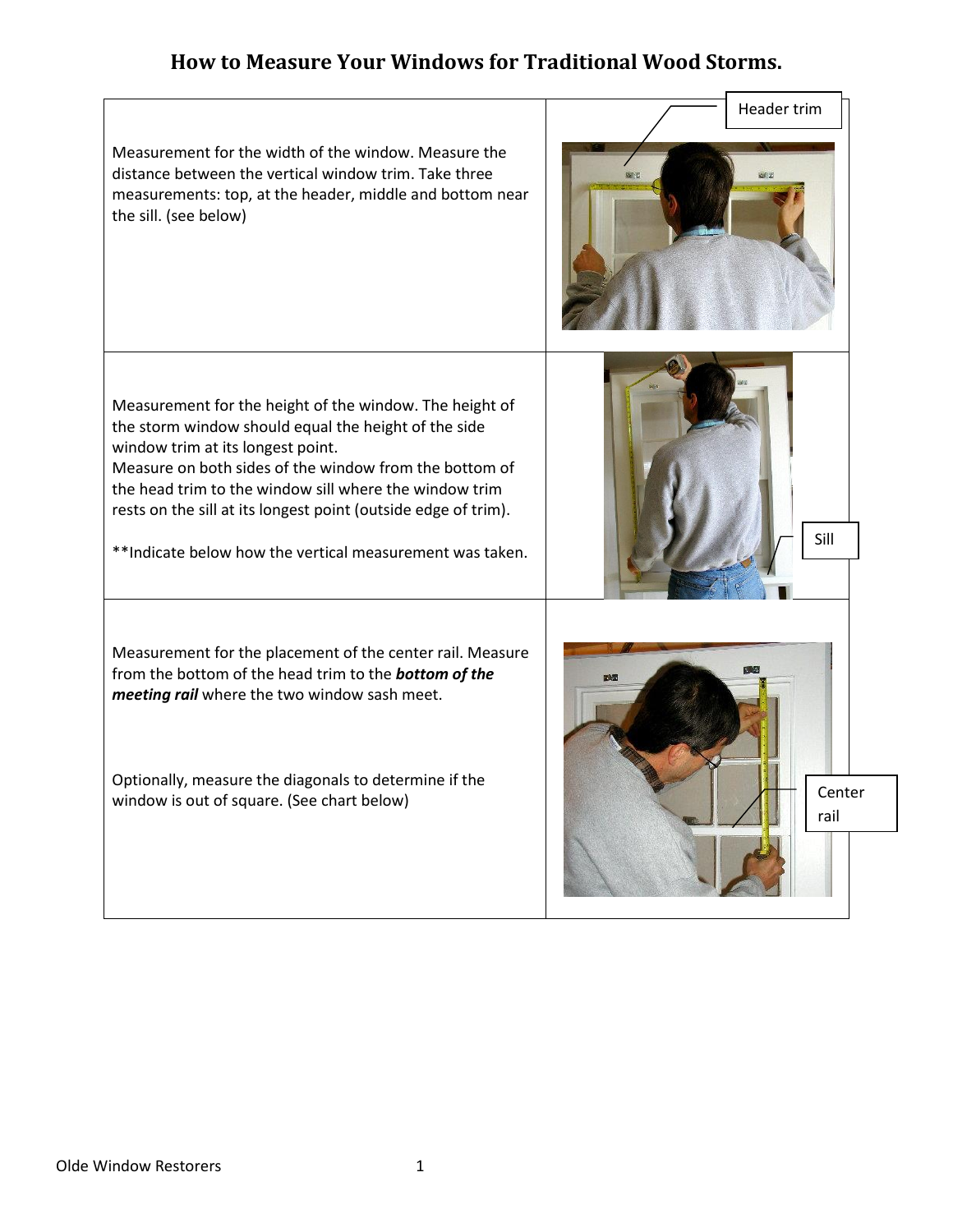# How to Measure Your Windows for Traditional Wood Storms.

Measurement for the width of the window. Measure the distance between the vertical window trim. Take three measurements: top, at the header, middle and bottom near the sill. (see below)

Header trim

Measurement for the height of the window. The height of the storm window should equal the height of the side window trim at its longest point.
Measure on both sides of the window from the bottom of the head trim to the window sill where the window trim rests on the sill at its longest point (outside edge of trim).

**Indicate below how the vertical measurement was taken.

Sill

Measurement for the placement of the center rail. Measure from the bottom of the head trim to the ***bottom of the meeting rail*** where the two window sash meet.

Optionally, measure the diagonals to determine if the window is out of square. (See chart below)

Center rail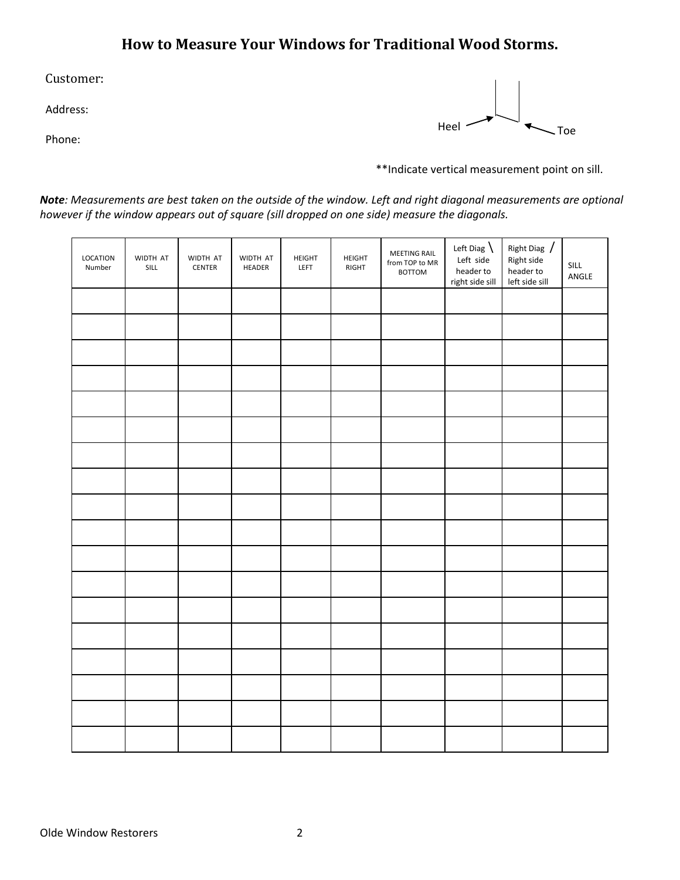# How to Measure Your Windows for Traditional Wood Storms.

Customer:

Address:

Phone:

Heel → ← Toe

**Indicate vertical measurement point on sill.

***Note**: Measurements are best taken on the outside of the window. Left and right diagonal measurements are optional however if the window appears out of square (sill dropped on one side) measure the diagonals.*

| LOCATION Number | WIDTH AT SILL | WIDTH AT CENTER | WIDTH AT HEADER | HEIGHT LEFT | HEIGHT RIGHT | MEETING RAIL from TOP to MR BOTTOM | Left Diag \ Left side header to right side sill | Right Diag / Right side header to left side sill | SILL ANGLE |
|---|---|---|---|---|---|---|---|---|---|
| | | | | | | | | | |
| | | | | | | | | | |
| | | | | | | | | | |
| | | | | | | | | | |
| | | | | | | | | | |
| | | | | | | | | | |
| | | | | | | | | | |
| | | | | | | | | | |
| | | | | | | | | | |
| | | | | | | | | | |
| | | | | | | | | | |
| | | | | | | | | | |
| | | | | | | | | | |
| | | | | | | | | | |
| | | | | | | | | | |
| | | | | | | | | | |
| | | | | | | | | | |
| | | | | | | | | | |

Olde Window Restorers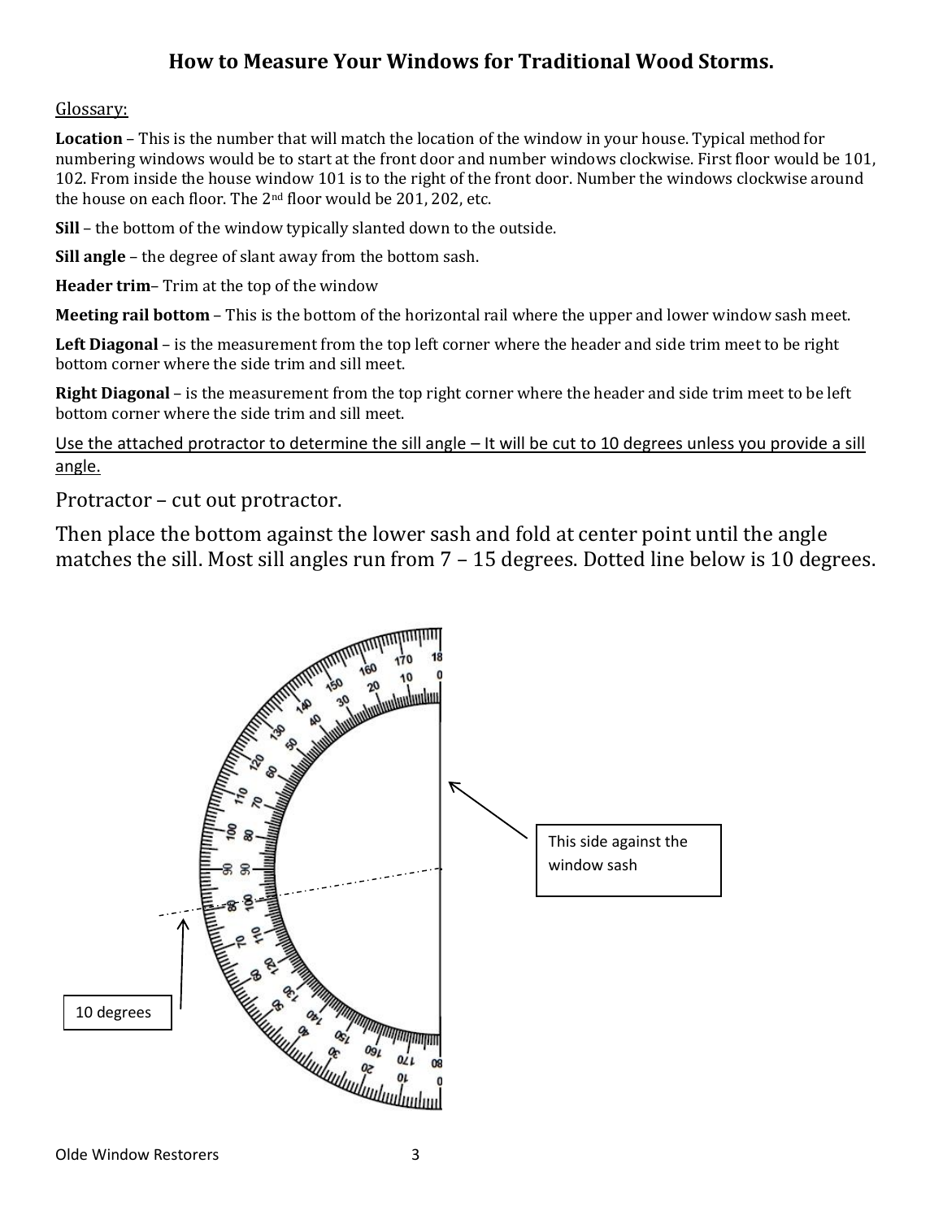# How to Measure Your Windows for Traditional Wood Storms.

Glossary:

**Location** – This is the number that will match the location of the window in your house. Typical method for numbering windows would be to start at the front door and number windows clockwise. First floor would be 101, 102. From inside the house window 101 is to the right of the front door. Number the windows clockwise around the house on each floor. The 2nd floor would be 201, 202, etc.

**Sill** – the bottom of the window typically slanted down to the outside.

**Sill angle** – the degree of slant away from the bottom sash.

**Header trim**– Trim at the top of the window

**Meeting rail bottom** – This is the bottom of the horizontal rail where the upper and lower window sash meet.

**Left Diagonal** – is the measurement from the top left corner where the header and side trim meet to be right bottom corner where the side trim and sill meet.

**Right Diagonal** – is the measurement from the top right corner where the header and side trim meet to be left bottom corner where the side trim and sill meet.

Use the attached protractor to determine the sill angle – It will be cut to 10 degrees unless you provide a sill angle.

Protractor – cut out protractor.

Then place the bottom against the lower sash and fold at center point until the angle matches the sill. Most sill angles run from 7 – 15 degrees. Dotted line below is 10 degrees.

This side against the window sash

10 degrees